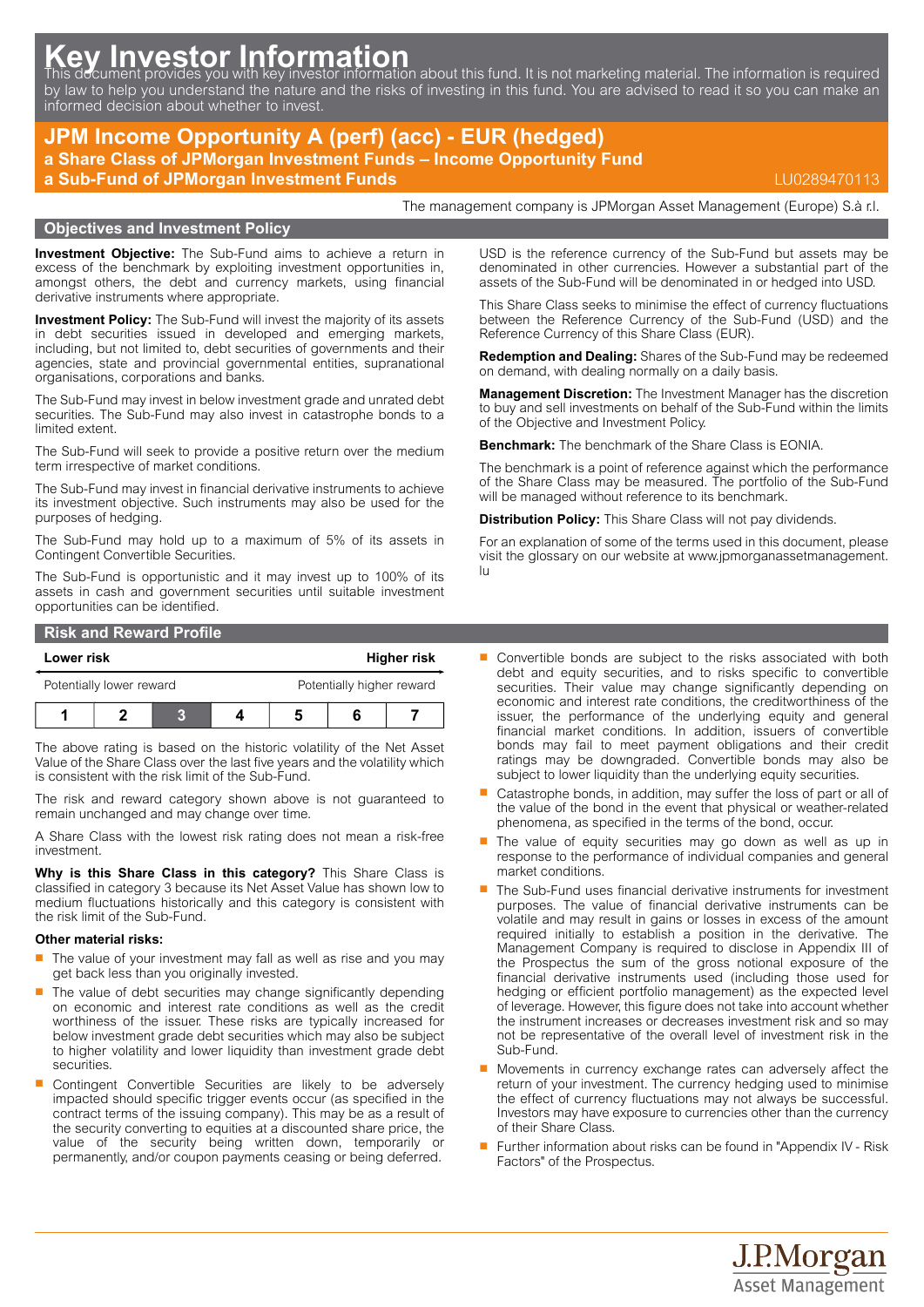# Key Investor Information

This document provides you with key investor information about this fund. It is not marketing material. The information is required by law to help you understand the nature and the risks of investing in this fund. You are advised to read it so you can make an informed decision about whether to invest.

## JPM Income Opportunity A (perf) (acc) - EUR (hedged)

**a Share Class of JPMorgan Investment Funds – Income Opportunity Fund**
**a Sub-Fund of JPMorgan Investment Funds**

LU0289470113

The management company is JPMorgan Asset Management (Europe) S.à r.l.

### Objectives and Investment Policy

**Investment Objective:** The Sub-Fund aims to achieve a return in excess of the benchmark by exploiting investment opportunities in, amongst others, the debt and currency markets, using financial derivative instruments where appropriate.

**Investment Policy:** The Sub-Fund will invest the majority of its assets in debt securities issued in developed and emerging markets, including, but not limited to, debt securities of governments and their agencies, state and provincial governmental entities, supranational organisations, corporations and banks.

The Sub-Fund may invest in below investment grade and unrated debt securities. The Sub-Fund may also invest in catastrophe bonds to a limited extent.

The Sub-Fund will seek to provide a positive return over the medium term irrespective of market conditions.

The Sub-Fund may invest in financial derivative instruments to achieve its investment objective. Such instruments may also be used for the purposes of hedging.

The Sub-Fund may hold up to a maximum of 5% of its assets in Contingent Convertible Securities.

The Sub-Fund is opportunistic and it may invest up to 100% of its assets in cash and government securities until suitable investment opportunities can be identified.

USD is the reference currency of the Sub-Fund but assets may be denominated in other currencies. However a substantial part of the assets of the Sub-Fund will be denominated in or hedged into USD.

This Share Class seeks to minimise the effect of currency fluctuations between the Reference Currency of the Sub-Fund (USD) and the Reference Currency of this Share Class (EUR).

**Redemption and Dealing:** Shares of the Sub-Fund may be redeemed on demand, with dealing normally on a daily basis.

**Management Discretion:** The Investment Manager has the discretion to buy and sell investments on behalf of the Sub-Fund within the limits of the Objective and Investment Policy.

**Benchmark:** The benchmark of the Share Class is EONIA.

The benchmark is a point of reference against which the performance of the Share Class may be measured. The portfolio of the Sub-Fund will be managed without reference to its benchmark.

**Distribution Policy:** This Share Class will not pay dividends.

For an explanation of some of the terms used in this document, please visit the glossary on our website at www.jpmorganassetmanagement.lu

### Risk and Reward Profile

| Lower risk | | | | | | Higher risk |
|---|---|---|---|---|---|---|
| Potentially lower reward | | | | | | Potentially higher reward |
| 1 | 2 | **3** | 4 | 5 | 6 | 7 |

The above rating is based on the historic volatility of the Net Asset Value of the Share Class over the last five years and the volatility which is consistent with the risk limit of the Sub-Fund.

The risk and reward category shown above is not guaranteed to remain unchanged and may change over time.

A Share Class with the lowest risk rating does not mean a risk-free investment.

**Why is this Share Class in this category?** This Share Class is classified in category 3 because its Net Asset Value has shown low to medium fluctuations historically and this category is consistent with the risk limit of the Sub-Fund.

**Other material risks:**

- The value of your investment may fall as well as rise and you may get back less than you originally invested.
- The value of debt securities may change significantly depending on economic and interest rate conditions as well as the credit worthiness of the issuer. These risks are typically increased for below investment grade debt securities which may also be subject to higher volatility and lower liquidity than investment grade debt securities.
- Contingent Convertible Securities are likely to be adversely impacted should specific trigger events occur (as specified in the contract terms of the issuing company). This may be as a result of the security converting to equities at a discounted share price, the value of the security being written down, temporarily or permanently, and/or coupon payments ceasing or being deferred.
- Convertible bonds are subject to the risks associated with both debt and equity securities, and to risks specific to convertible securities. Their value may change significantly depending on economic and interest rate conditions, the creditworthiness of the issuer, the performance of the underlying equity and general financial market conditions. In addition, issuers of convertible bonds may fail to meet payment obligations and their credit ratings may be downgraded. Convertible bonds may also be subject to lower liquidity than the underlying equity securities.
- Catastrophe bonds, in addition, may suffer the loss of part or all of the value of the bond in the event that physical or weather-related phenomena, as specified in the terms of the bond, occur.
- The value of equity securities may go down as well as up in response to the performance of individual companies and general market conditions.
- The Sub-Fund uses financial derivative instruments for investment purposes. The value of financial derivative instruments can be volatile and may result in gains or losses in excess of the amount required initially to establish a position in the derivative. The Management Company is required to disclose in Appendix III of the Prospectus the sum of the gross notional exposure of the financial derivative instruments used (including those used for hedging or efficient portfolio management) as the expected level of leverage. However, this figure does not take into account whether the instrument increases or decreases investment risk and so may not be representative of the overall level of investment risk in the Sub-Fund.
- Movements in currency exchange rates can adversely affect the return of your investment. The currency hedging used to minimise the effect of currency fluctuations may not always be successful. Investors may have exposure to currencies other than the currency of their Share Class.
- Further information about risks can be found in "Appendix IV - Risk Factors" of the Prospectus.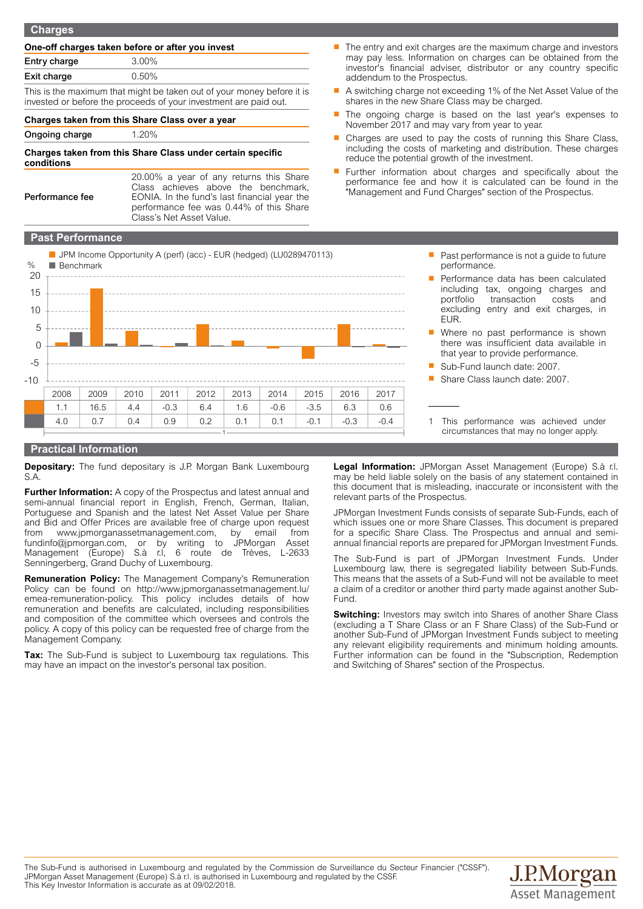## Charges

| One-off charges taken before or after you invest | |
|---|---|
| Entry charge | 3.00% |
| Exit charge | 0.50% |

This is the maximum that might be taken out of your money before it is invested or before the proceeds of your investment are paid out.

| Charges taken from this Share Class over a year | |
|---|---|
| Ongoing charge | 1.20% |

| Charges taken from this Share Class under certain specific conditions | |
|---|---|
| Performance fee | 20.00% a year of any returns this Share Class achieves above the benchmark, EONIA. In the fund's last financial year the performance fee was 0.44% of this Share Class's Net Asset Value. |

- The entry and exit charges are the maximum charge and investors may pay less. Information on charges can be obtained from the investor's financial adviser, distributor or any country specific addendum to the Prospectus.
- A switching charge not exceeding 1% of the Net Asset Value of the shares in the new Share Class may be charged.
- The ongoing charge is based on the last year's expenses to November 2017 and may vary from year to year.
- Charges are used to pay the costs of running this Share Class, including the costs of marketing and distribution. These charges reduce the potential growth of the investment.
- Further information about charges and specifically about the performance fee and how it is calculated can be found in the "Management and Fund Charges" section of the Prospectus.

## Past Performance

JPM Income Opportunity A (perf) (acc) - EUR (hedged) (LU0289470113)

Benchmark

%

20
15
10
5
0
-5
-10

| | 2008 | 2009 | 2010 | 2011 | 2012 | 2013 | 2014 | 2015 | 2016 | 2017 |
|---|---|---|---|---|---|---|---|---|---|---|
| Fund | 1.1 | 16.5 | 4.4 | -0.3 | 6.4 | 1.6 | -0.6 | -3.5 | 6.3 | 0.6 |
| Benchmark | 4.0 | 0.7 | 0.4 | 0.9 | 0.2 | 0.1 | 0.1 | -0.1 | -0.3 | -0.4 |

1

- Past performance is not a guide to future performance.
- Performance data has been calculated including tax, ongoing charges and portfolio transaction costs and excluding entry and exit charges, in EUR.
- Where no past performance is shown there was insufficient data available in that year to provide performance.
- Sub-Fund launch date: 2007.
- Share Class launch date: 2007.

1 This performance was achieved under circumstances that may no longer apply.

## Practical Information

**Depositary:** The fund depositary is J.P. Morgan Bank Luxembourg S.A.

**Further Information:** A copy of the Prospectus and latest annual and semi-annual financial report in English, French, German, Italian, Portuguese and Spanish and the latest Net Asset Value per Share and Bid and Offer Prices are available free of charge upon request from www.jpmorganassetmanagement.com, by email from fundinfo@jpmorgan.com, or by writing to JPMorgan Asset Management (Europe) S.à r.l, 6 route de Trèves, L-2633 Senningerberg, Grand Duchy of Luxembourg.

**Remuneration Policy:** The Management Company's Remuneration Policy can be found on http://www.jpmorganassetmanagement.lu/emea-remuneration-policy. This policy includes details of how remuneration and benefits are calculated, including responsibilities and composition of the committee which oversees and controls the policy. A copy of this policy can be requested free of charge from the Management Company.

**Tax:** The Sub-Fund is subject to Luxembourg tax regulations. This may have an impact on the investor's personal tax position.

**Legal Information:** JPMorgan Asset Management (Europe) S.à r.l. may be held liable solely on the basis of any statement contained in this document that is misleading, inaccurate or inconsistent with the relevant parts of the Prospectus.

JPMorgan Investment Funds consists of separate Sub-Funds, each of which issues one or more Share Classes. This document is prepared for a specific Share Class. The Prospectus and annual and semi-annual financial reports are prepared for JPMorgan Investment Funds.

The Sub-Fund is part of JPMorgan Investment Funds. Under Luxembourg law, there is segregated liability between Sub-Funds. This means that the assets of a Sub-Fund will not be available to meet a claim of a creditor or another third party made against another Sub-Fund.

**Switching:** Investors may switch into Shares of another Share Class (excluding a T Share Class or an F Share Class) of the Sub-Fund or another Sub-Fund of JPMorgan Investment Funds subject to meeting any relevant eligibility requirements and minimum holding amounts. Further information can be found in the "Subscription, Redemption and Switching of Shares" section of the Prospectus.

The Sub-Fund is authorised in Luxembourg and regulated by the Commission de Surveillance du Secteur Financier ("CSSF"). JPMorgan Asset Management (Europe) S.à r.l. is authorised in Luxembourg and regulated by the CSSF. This Key Investor Information is accurate as at 09/02/2018.

J.P.Morgan Asset Management